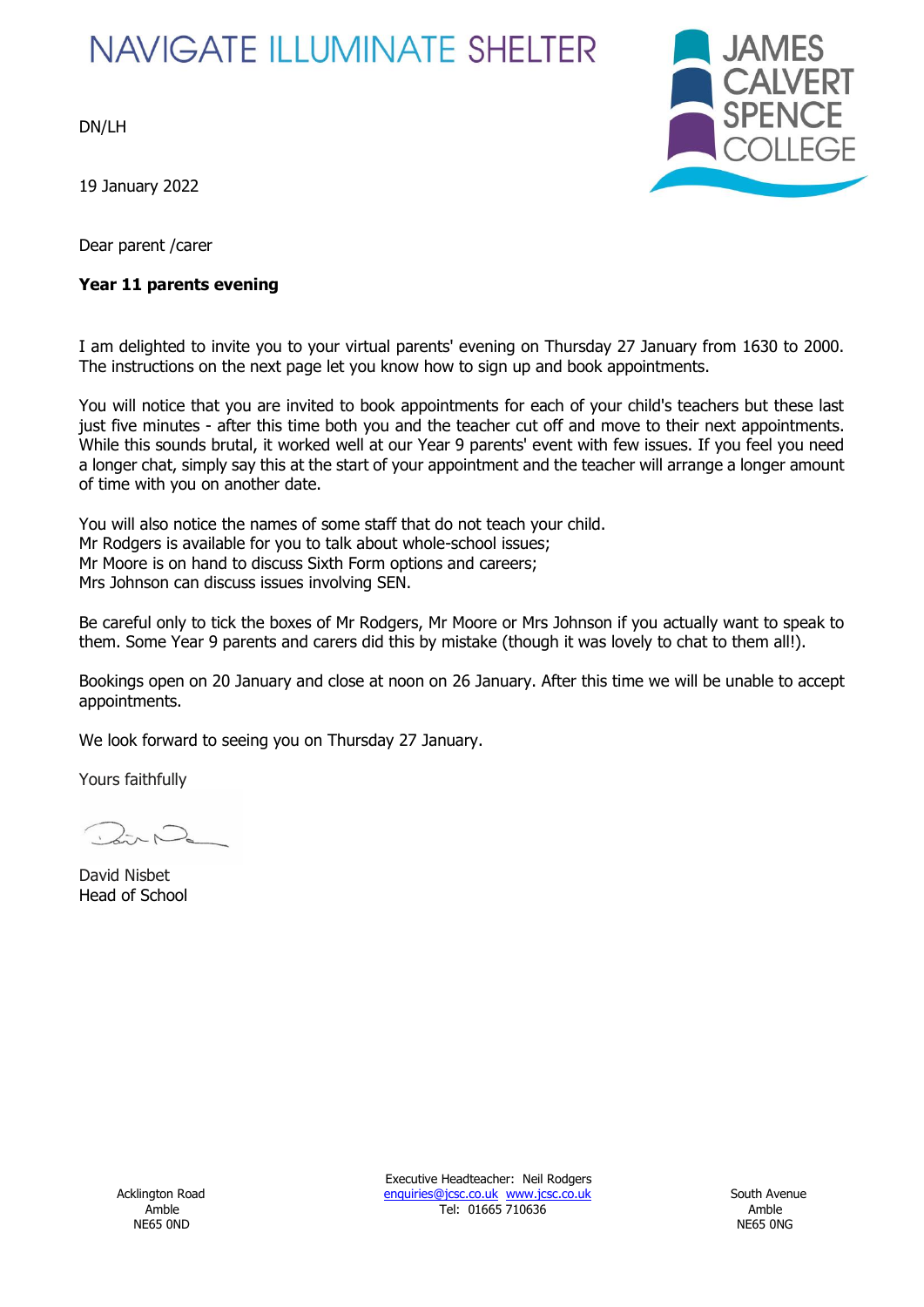NAVIGATE ILLUMINATE SHELTER

JAMES CALVERT SPENCE COLLEGE

DN/LH

19 January 2022

Dear parent /carer

**Year 11 parents evening**

I am delighted to invite you to your virtual parents' evening on Thursday 27 January from 1630 to 2000. The instructions on the next page let you know how to sign up and book appointments.

You will notice that you are invited to book appointments for each of your child's teachers but these last just five minutes - after this time both you and the teacher cut off and move to their next appointments. While this sounds brutal, it worked well at our Year 9 parents' event with few issues. If you feel you need a longer chat, simply say this at the start of your appointment and the teacher will arrange a longer amount of time with you on another date.

You will also notice the names of some staff that do not teach your child.
Mr Rodgers is available for you to talk about whole-school issues;
Mr Moore is on hand to discuss Sixth Form options and careers;
Mrs Johnson can discuss issues involving SEN.

Be careful only to tick the boxes of Mr Rodgers, Mr Moore or Mrs Johnson if you actually want to speak to them. Some Year 9 parents and carers did this by mistake (though it was lovely to chat to them all!).

Bookings open on 20 January and close at noon on 26 January. After this time we will be unable to accept appointments.

We look forward to seeing you on Thursday 27 January.

Yours faithfully

David Nisbet
Head of School

Acklington Road
Amble
NE65 0ND

Executive Headteacher: Neil Rodgers
enquiries@jcsc.co.uk www.jcsc.co.uk
Tel: 01665 710636

South Avenue
Amble
NE65 0NG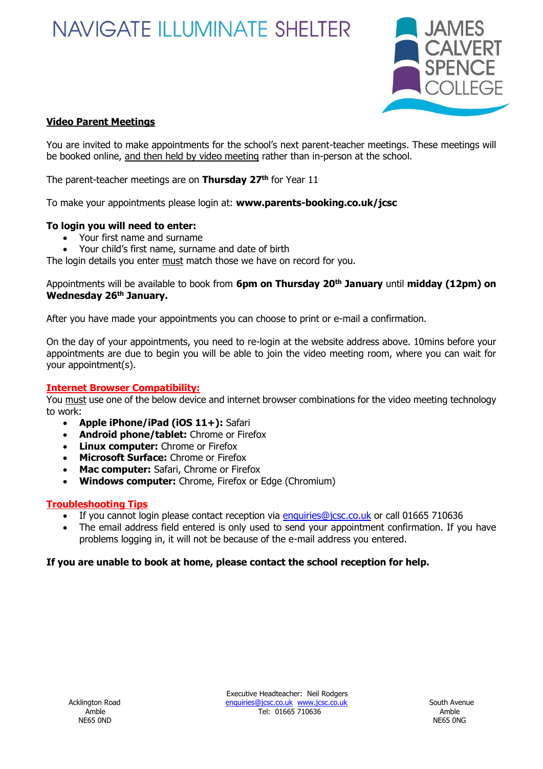NAVIGATE ILLUMINATE SHELTER

JAMES CALVERT SPENCE COLLEGE

**Video Parent Meetings**

You are invited to make appointments for the school's next parent-teacher meetings. These meetings will be booked online, and then held by video meeting rather than in-person at the school.

The parent-teacher meetings are on **Thursday 27th** for Year 11

To make your appointments please login at: **www.parents-booking.co.uk/jcsc**

**To login you will need to enter:**

- Your first name and surname
- Your child's first name, surname and date of birth

The login details you enter must match those we have on record for you.

Appointments will be available to book from **6pm on Thursday 20th January** until **midday (12pm) on Wednesday 26th January.**

After you have made your appointments you can choose to print or e-mail a confirmation.

On the day of your appointments, you need to re-login at the website address above. 10mins before your appointments are due to begin you will be able to join the video meeting room, where you can wait for your appointment(s).

**Internet Browser Compatibility:**

You must use one of the below device and internet browser combinations for the video meeting technology to work:

- **Apple iPhone/iPad (iOS 11+):** Safari
- **Android phone/tablet:** Chrome or Firefox
- **Linux computer:** Chrome or Firefox
- **Microsoft Surface:** Chrome or Firefox
- **Mac computer:** Safari, Chrome or Firefox
- **Windows computer:** Chrome, Firefox or Edge (Chromium)

**Troubleshooting Tips**

- If you cannot login please contact reception via enquiries@jcsc.co.uk or call 01665 710636
- The email address field entered is only used to send your appointment confirmation. If you have problems logging in, it will not be because of the e-mail address you entered.

**If you are unable to book at home, please contact the school reception for help.**

Acklington Road
Amble
NE65 0ND

Executive Headteacher: Neil Rodgers
enquiries@jcsc.co.uk www.jcsc.co.uk
Tel: 01665 710636

South Avenue
Amble
NE65 0NG